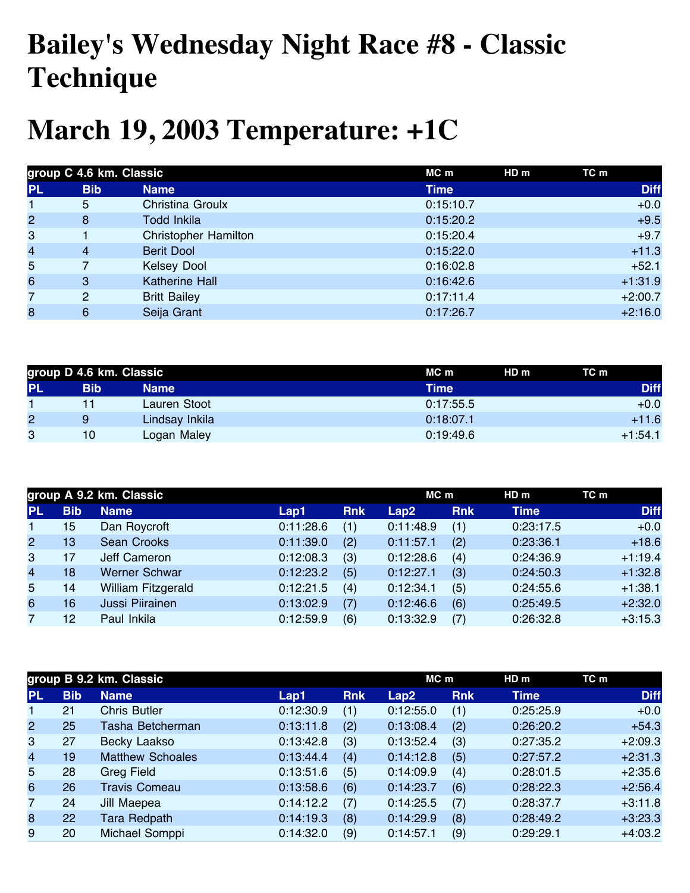# Bailey's Wednesday Night Race #8 - Classic Technique

# March 19, 2003 Temperature: +1C

| group C 4.6 km. Classic | | | MC m | HD m | TC m |
|---|---|---|---|---|---|
| PL | Bib | Name | Time | | Diff |
| 1 | 5 | Christina Groulx | 0:15:10.7 | | +0.0 |
| 2 | 8 | Todd Inkila | 0:15:20.2 | | +9.5 |
| 3 | 1 | Christopher Hamilton | 0:15:20.4 | | +9.7 |
| 4 | 4 | Berit Dool | 0:15:22.0 | | +11.3 |
| 5 | 7 | Kelsey Dool | 0:16:02.8 | | +52.1 |
| 6 | 3 | Katherine Hall | 0:16:42.6 | | +1:31.9 |
| 7 | 2 | Britt Bailey | 0:17:11.4 | | +2:00.7 |
| 8 | 6 | Seija Grant | 0:17:26.7 | | +2:16.0 |

| group D 4.6 km. Classic | | | MC m | HD m | TC m |
|---|---|---|---|---|---|
| PL | Bib | Name | Time | | Diff |
| 1 | 11 | Lauren Stoot | 0:17:55.5 | | +0.0 |
| 2 | 9 | Lindsay Inkila | 0:18:07.1 | | +11.6 |
| 3 | 10 | Logan Maley | 0:19:49.6 | | +1:54.1 |

| group A 9.2 km. Classic | | | | | | MC m | HD m | TC m |
|---|---|---|---|---|---|---|---|---|
| PL | Bib | Name | Lap1 | Rnk | Lap2 | Rnk | Time | Diff |
| 1 | 15 | Dan Roycroft | 0:11:28.6 | (1) | 0:11:48.9 | (1) | 0:23:17.5 | +0.0 |
| 2 | 13 | Sean Crooks | 0:11:39.0 | (2) | 0:11:57.1 | (2) | 0:23:36.1 | +18.6 |
| 3 | 17 | Jeff Cameron | 0:12:08.3 | (3) | 0:12:28.6 | (4) | 0:24:36.9 | +1:19.4 |
| 4 | 18 | Werner Schwar | 0:12:23.2 | (5) | 0:12:27.1 | (3) | 0:24:50.3 | +1:32.8 |
| 5 | 14 | William Fitzgerald | 0:12:21.5 | (4) | 0:12:34.1 | (5) | 0:24:55.6 | +1:38.1 |
| 6 | 16 | Jussi Piirainen | 0:13:02.9 | (7) | 0:12:46.6 | (6) | 0:25:49.5 | +2:32.0 |
| 7 | 12 | Paul Inkila | 0:12:59.9 | (6) | 0:13:32.9 | (7) | 0:26:32.8 | +3:15.3 |

| group B 9.2 km. Classic | | | | | | MC m | HD m | TC m |
|---|---|---|---|---|---|---|---|---|
| PL | Bib | Name | Lap1 | Rnk | Lap2 | Rnk | Time | Diff |
| 1 | 21 | Chris Butler | 0:12:30.9 | (1) | 0:12:55.0 | (1) | 0:25:25.9 | +0.0 |
| 2 | 25 | Tasha Betcherman | 0:13:11.8 | (2) | 0:13:08.4 | (2) | 0:26:20.2 | +54.3 |
| 3 | 27 | Becky Laakso | 0:13:42.8 | (3) | 0:13:52.4 | (3) | 0:27:35.2 | +2:09.3 |
| 4 | 19 | Matthew Schoales | 0:13:44.4 | (4) | 0:14:12.8 | (5) | 0:27:57.2 | +2:31.3 |
| 5 | 28 | Greg Field | 0:13:51.6 | (5) | 0:14:09.9 | (4) | 0:28:01.5 | +2:35.6 |
| 6 | 26 | Travis Comeau | 0:13:58.6 | (6) | 0:14:23.7 | (6) | 0:28:22.3 | +2:56.4 |
| 7 | 24 | Jill Maepea | 0:14:12.2 | (7) | 0:14:25.5 | (7) | 0:28:37.7 | +3:11.8 |
| 8 | 22 | Tara Redpath | 0:14:19.3 | (8) | 0:14:29.9 | (8) | 0:28:49.2 | +3:23.3 |
| 9 | 20 | Michael Somppi | 0:14:32.0 | (9) | 0:14:57.1 | (9) | 0:29:29.1 | +4:03.2 |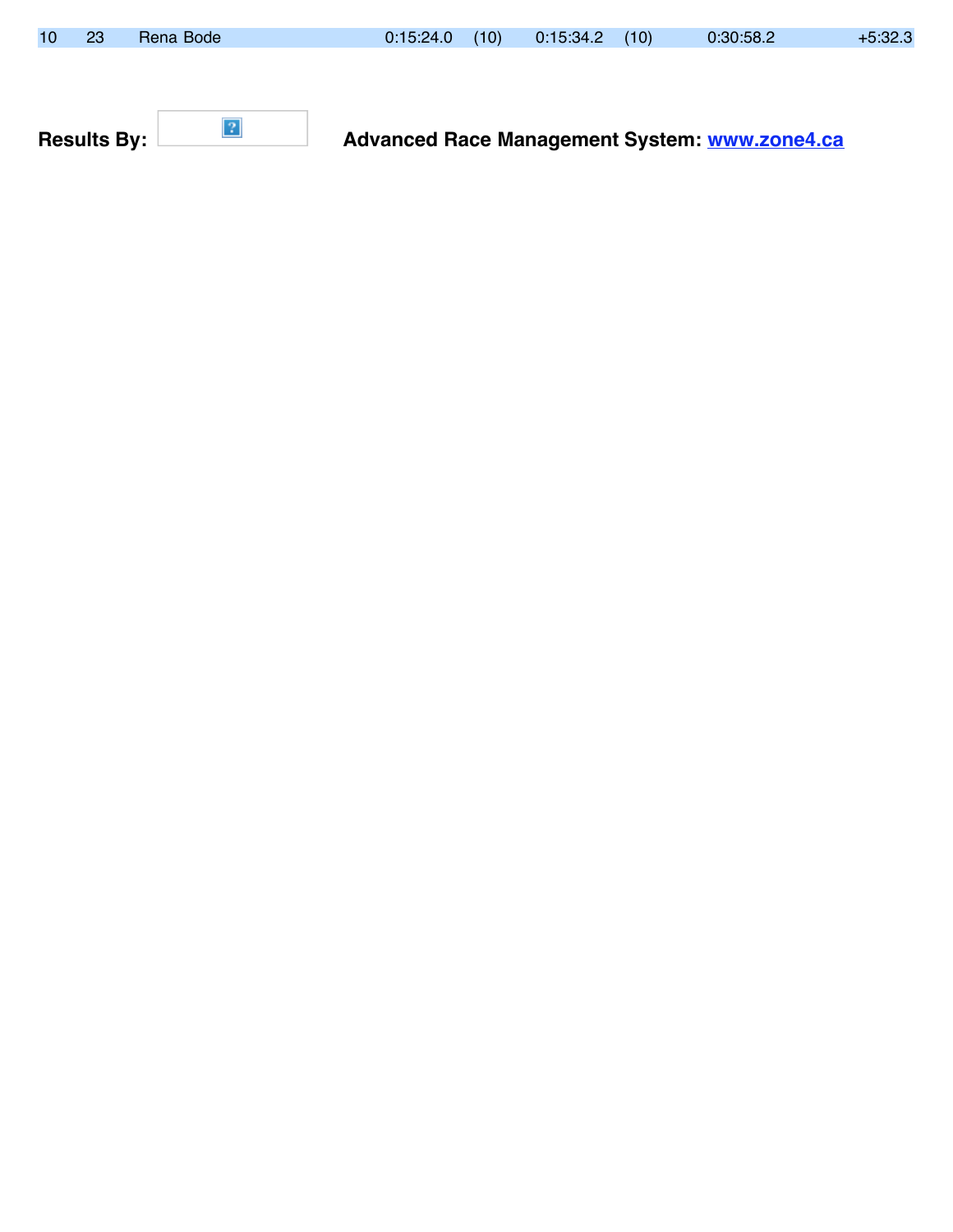| | | | | | | | | |
|---|---|---|---|---|---|---|---|---|
| 10 | 23 | Rena Bode | 0:15:24.0 | (10) | 0:15:34.2 | (10) | 0:30:58.2 | +5:32.3 |

**Results By:** **Advanced Race Management System: [www.zone4.ca](www.zone4.ca)**